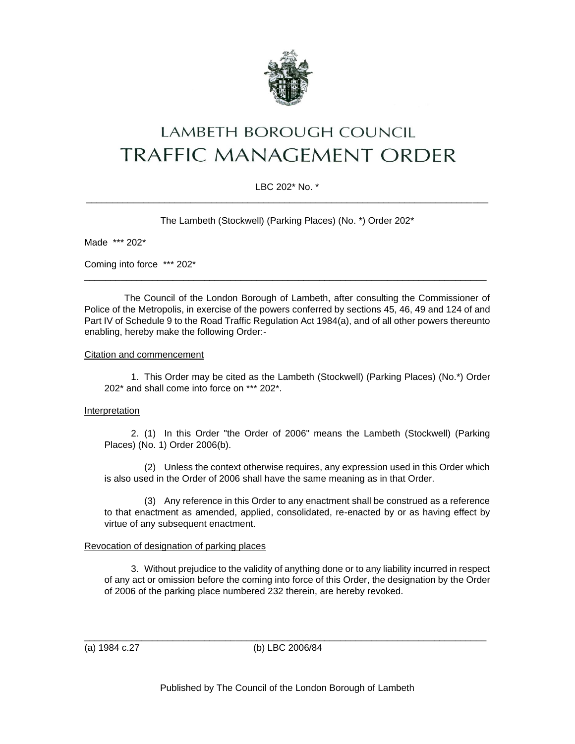# LAMBETH BOROUGH COUNCIL
# TRAFFIC MANAGEMENT ORDER

LBC 202* No. *

---

The Lambeth (Stockwell) (Parking Places) (No. *) Order 202*

Made *** 202*

Coming into force *** 202*

---

The Council of the London Borough of Lambeth, after consulting the Commissioner of Police of the Metropolis, in exercise of the powers conferred by sections 45, 46, 49 and 124 of and Part IV of Schedule 9 to the Road Traffic Regulation Act 1984(a), and of all other powers thereunto enabling, hereby make the following Order:-

Citation and commencement

1. This Order may be cited as the Lambeth (Stockwell) (Parking Places) (No.*) Order 202* and shall come into force on *** 202*.

Interpretation

2. (1) In this Order "the Order of 2006" means the Lambeth (Stockwell) (Parking Places) (No. 1) Order 2006(b).

(2) Unless the context otherwise requires, any expression used in this Order which is also used in the Order of 2006 shall have the same meaning as in that Order.

(3) Any reference in this Order to any enactment shall be construed as a reference to that enactment as amended, applied, consolidated, re-enacted by or as having effect by virtue of any subsequent enactment.

Revocation of designation of parking places

3. Without prejudice to the validity of anything done or to any liability incurred in respect of any act or omission before the coming into force of this Order, the designation by the Order of 2006 of the parking place numbered 232 therein, are hereby revoked.

---

(a) 1984 c.27 (b) LBC 2006/84

Published by The Council of the London Borough of Lambeth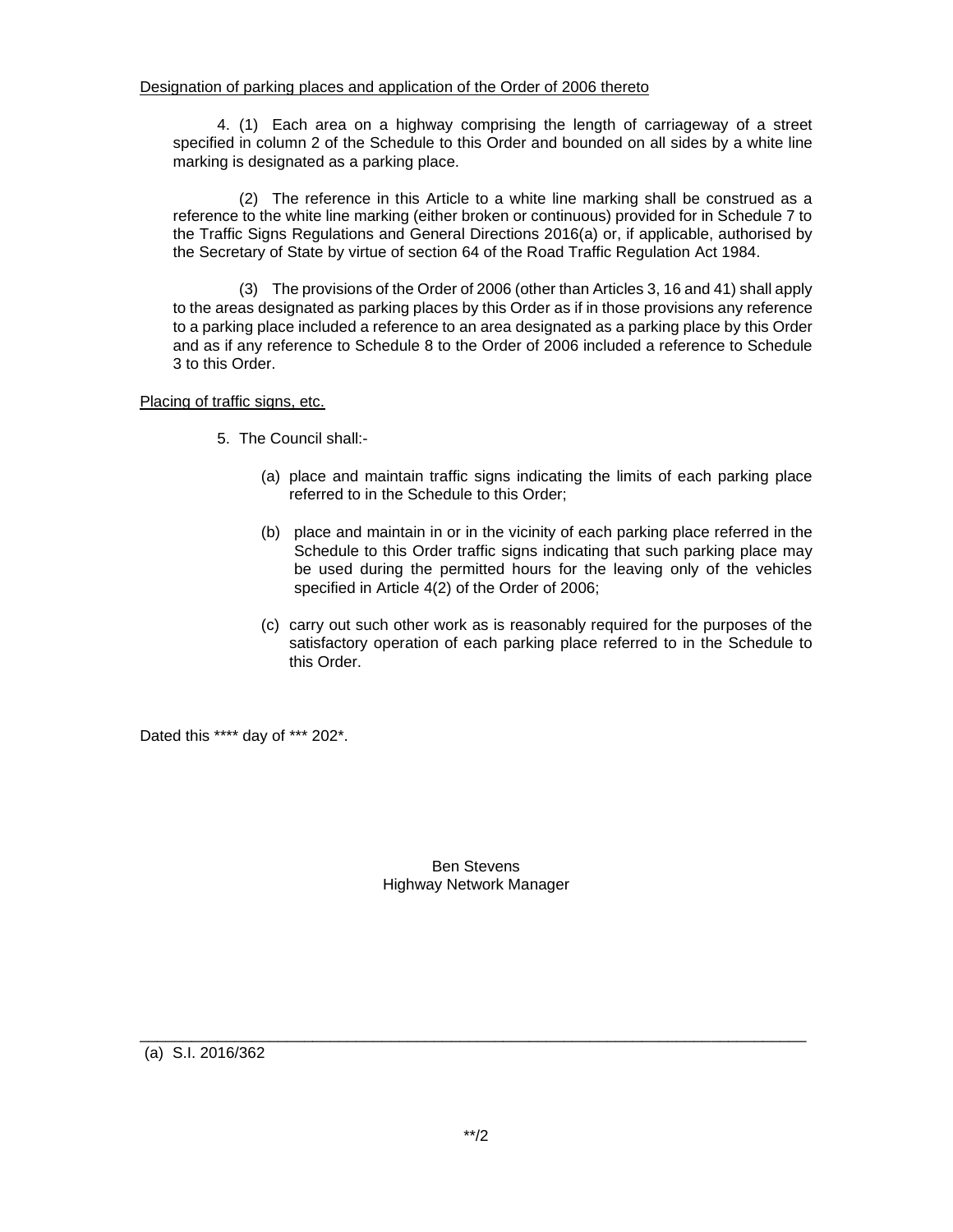Designation of parking places and application of the Order of 2006 thereto

4. (1) Each area on a highway comprising the length of carriageway of a street specified in column 2 of the Schedule to this Order and bounded on all sides by a white line marking is designated as a parking place.

(2) The reference in this Article to a white line marking shall be construed as a reference to the white line marking (either broken or continuous) provided for in Schedule 7 to the Traffic Signs Regulations and General Directions 2016(a) or, if applicable, authorised by the Secretary of State by virtue of section 64 of the Road Traffic Regulation Act 1984.

(3) The provisions of the Order of 2006 (other than Articles 3, 16 and 41) shall apply to the areas designated as parking places by this Order as if in those provisions any reference to a parking place included a reference to an area designated as a parking place by this Order and as if any reference to Schedule 8 to the Order of 2006 included a reference to Schedule 3 to this Order.

Placing of traffic signs, etc.

5. The Council shall:-

(a) place and maintain traffic signs indicating the limits of each parking place referred to in the Schedule to this Order;

(b) place and maintain in or in the vicinity of each parking place referred in the Schedule to this Order traffic signs indicating that such parking place may be used during the permitted hours for the leaving only of the vehicles specified in Article 4(2) of the Order of 2006;

(c) carry out such other work as is reasonably required for the purposes of the satisfactory operation of each parking place referred to in the Schedule to this Order.

Dated this **** day of *** 202*.

Ben Stevens
Highway Network Manager

---

(a) S.I. 2016/362

**/2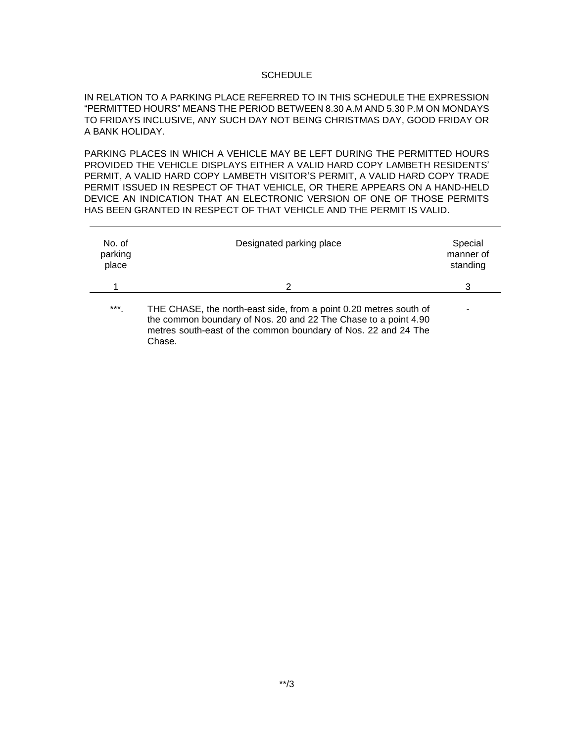# SCHEDULE

IN RELATION TO A PARKING PLACE REFERRED TO IN THIS SCHEDULE THE EXPRESSION "PERMITTED HOURS" MEANS THE PERIOD BETWEEN 8.30 A.M AND 5.30 P.M ON MONDAYS TO FRIDAYS INCLUSIVE, ANY SUCH DAY NOT BEING CHRISTMAS DAY, GOOD FRIDAY OR A BANK HOLIDAY.

PARKING PLACES IN WHICH A VEHICLE MAY BE LEFT DURING THE PERMITTED HOURS PROVIDED THE VEHICLE DISPLAYS EITHER A VALID HARD COPY LAMBETH RESIDENTS' PERMIT, A VALID HARD COPY LAMBETH VISITOR'S PERMIT, A VALID HARD COPY TRADE PERMIT ISSUED IN RESPECT OF THAT VEHICLE, OR THERE APPEARS ON A HAND-HELD DEVICE AN INDICATION THAT AN ELECTRONIC VERSION OF ONE OF THOSE PERMITS HAS BEEN GRANTED IN RESPECT OF THAT VEHICLE AND THE PERMIT IS VALID.

| No. of parking place | Designated parking place | Special manner of standing |
|---|---|---|
| 1 | 2 | 3 |
| ***. | THE CHASE, the north-east side, from a point 0.20 metres south of the common boundary of Nos. 20 and 22 The Chase to a point 4.90 metres south-east of the common boundary of Nos. 22 and 24 The Chase. | - |

**/3